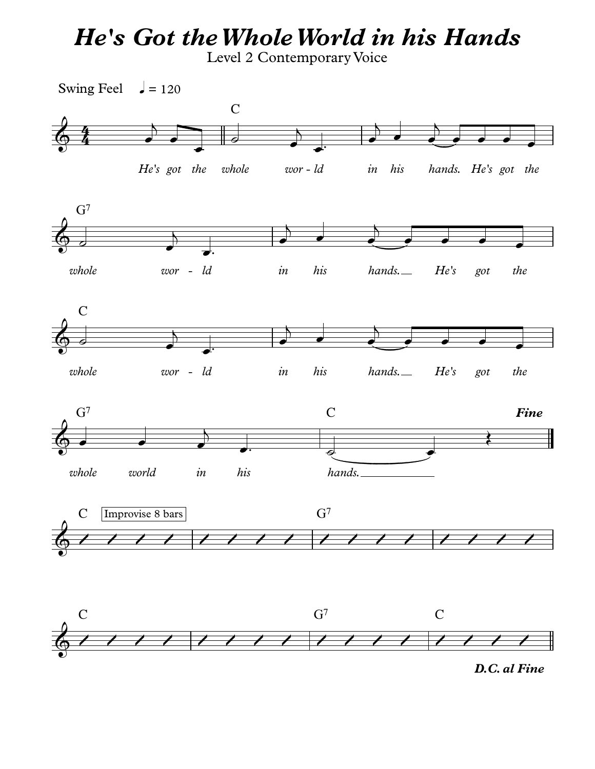# *He's Got the Whole World in his Hands*

Level 2 Contemporary Voice

Swing Feel ♩ = 120

*Fine*

Improvise 8 bars

*D.C. al Fine*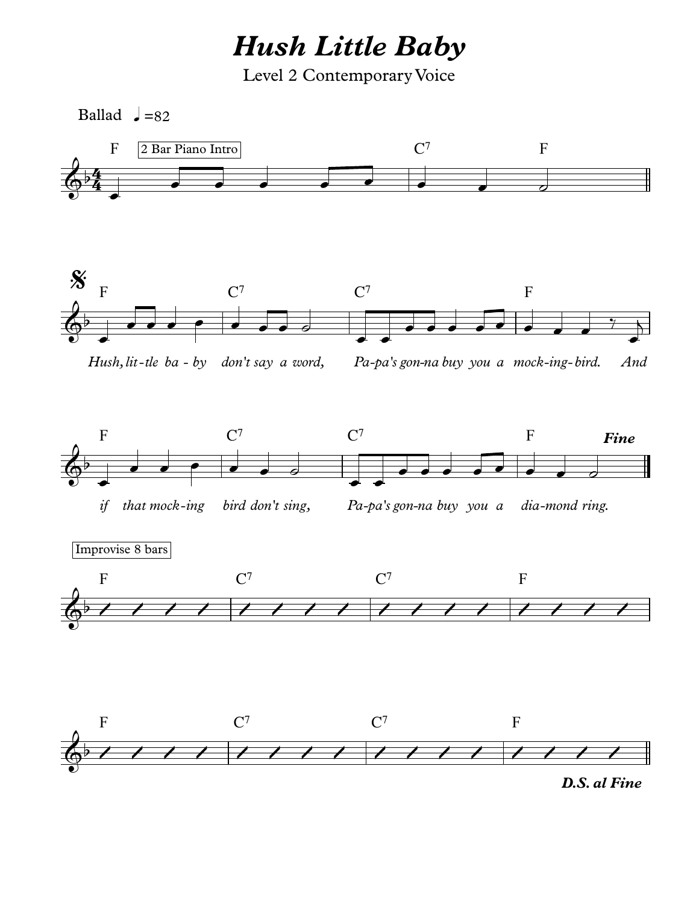# *Hush Little Baby*

Level 2 Contemporary Voice

Ballad ♩=82

F [2 Bar Piano Intro] C7 F

F C7 C7 F

*Hush, lit-tle ba - by don't say a word, Pa-pa's gon-na buy you a mock-ing-bird. And*

F C7 C7 F **Fine**

*if that mock-ing bird don't sing, Pa-pa's gon-na buy you a dia-mond ring.*

[Improvise 8 bars]

F C7 C7 F

F C7 C7 F

***D.S. al Fine***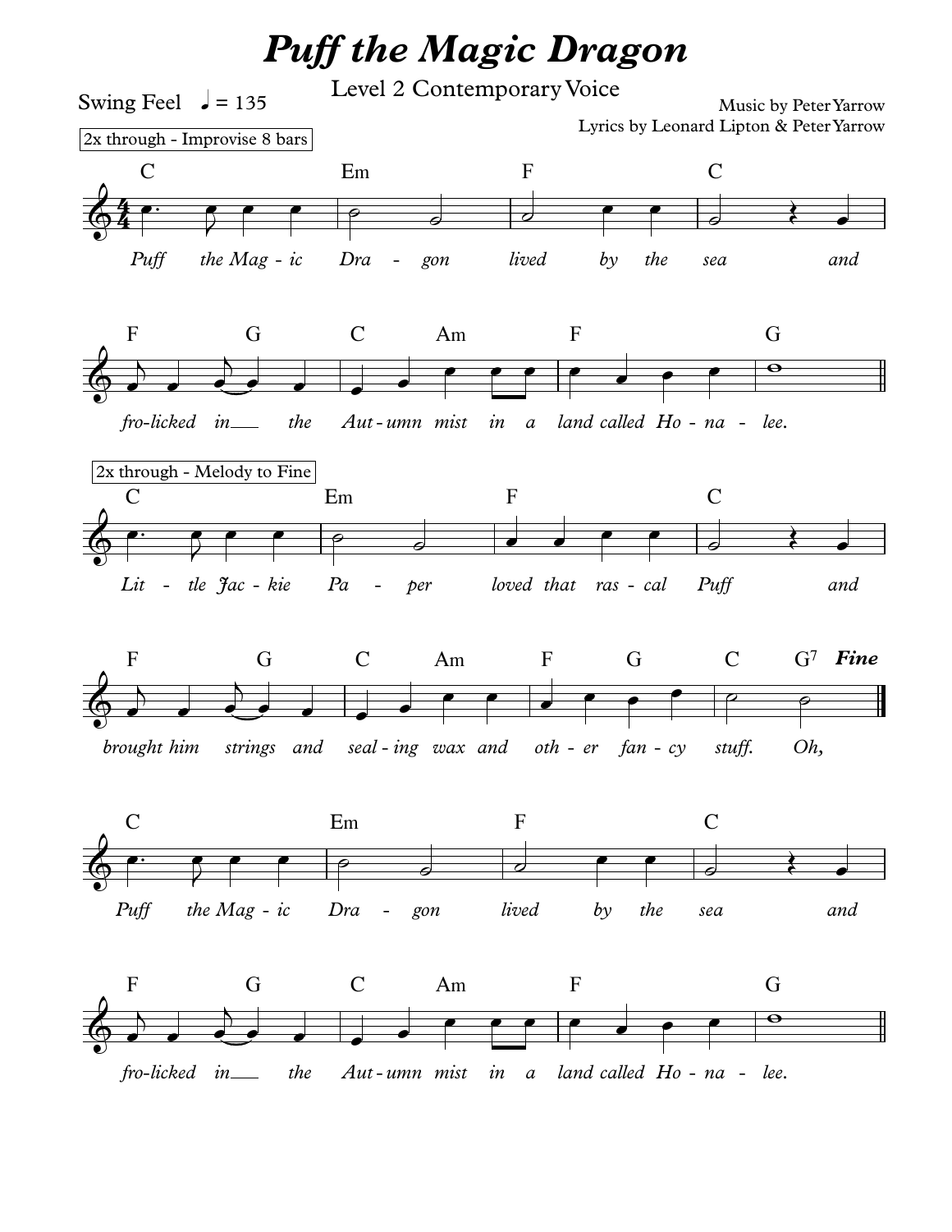# *Puff the Magic Dragon*

Level 2 Contemporary Voice

Swing Feel ♩ = 135

Music by Peter Yarrow
Lyrics by Leonard Lipton & Peter Yarrow

2x through - Improvise 8 bars

C | Em | F | C
*Puff the Mag - ic Dra - gon lived by the sea and*

F G | C Am | F | G
*fro-licked in the Aut - umn mist in a land called Ho - na - lee.*

2x through - Melody to Fine

C | Em | F | C
*Lit - tle Jac - kie Pa - per loved that ras - cal Puff and*

F G | C Am | F G | C $G^7$ ***Fine***
*brought him strings and seal - ing wax and oth - er fan - cy stuff. Oh,*

C | Em | F | C
*Puff the Mag - ic Dra - gon lived by the sea and*

F G | C Am | F | G
*fro-licked in the Aut - umn mist in a land called Ho - na - lee.*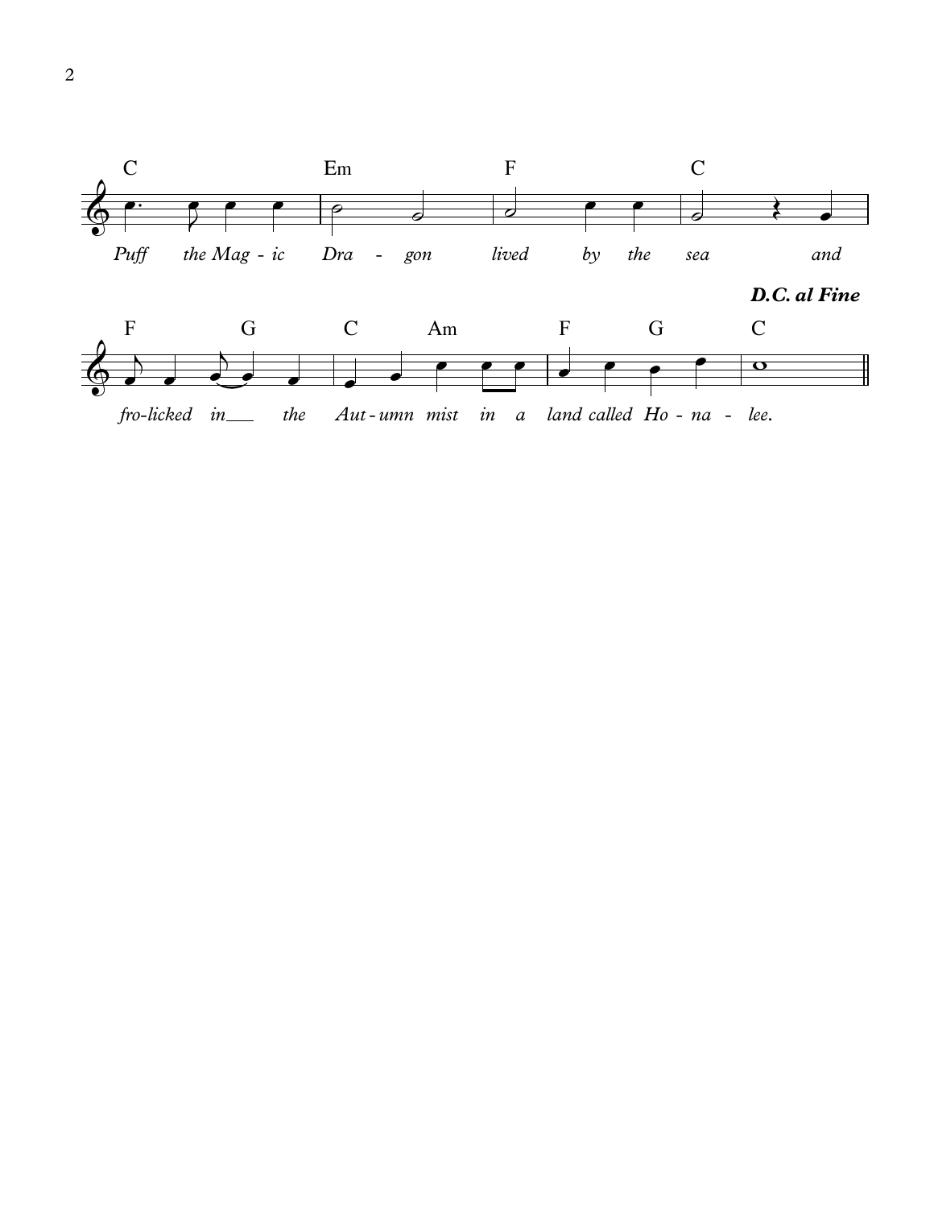C Em F C

*Puff the Mag - ic Dra - gon lived by the sea and*

***D.C. al Fine***

F G C Am F G C

*fro-licked in the Aut - umn mist in a land called Ho - na - lee.*